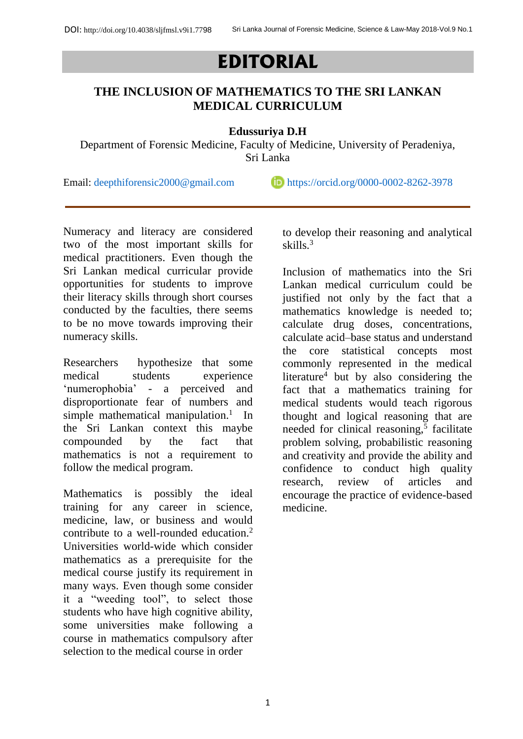# EDITORIAL

## THE INCLUSION OF MATHEMATICS TO THE SRI LANKAN MEDICAL CURRICULUM

**Edussuriya D.H**

Department of Forensic Medicine, Faculty of Medicine, University of Peradeniya, Sri Lanka

Email: deepthiforensic2000@gmail.com https://orcid.org/0000-0002-8262-3978

---

Numeracy and literacy are considered two of the most important skills for medical practitioners. Even though the Sri Lankan medical curricular provide opportunities for students to improve their literacy skills through short courses conducted by the faculties, there seems to be no move towards improving their numeracy skills.

Researchers hypothesize that some medical students experience 'numerophobia' - a perceived and disproportionate fear of numbers and simple mathematical manipulation.[1] In the Sri Lankan context this maybe compounded by the fact that mathematics is not a requirement to follow the medical program.

Mathematics is possibly the ideal training for any career in science, medicine, law, or business and would contribute to a well-rounded education.[2] Universities world-wide which consider mathematics as a prerequisite for the medical course justify its requirement in many ways. Even though some consider it a "weeding tool", to select those students who have high cognitive ability, some universities make following a course in mathematics compulsory after selection to the medical course in order to develop their reasoning and analytical skills.[3]

Inclusion of mathematics into the Sri Lankan medical curriculum could be justified not only by the fact that a mathematics knowledge is needed to; calculate drug doses, concentrations, calculate acid–base status and understand the core statistical concepts most commonly represented in the medical literature[4] but by also considering the fact that a mathematics training for medical students would teach rigorous thought and logical reasoning that are needed for clinical reasoning,[5] facilitate problem solving, probabilistic reasoning and creativity and provide the ability and confidence to conduct high quality research, review of articles and encourage the practice of evidence-based medicine.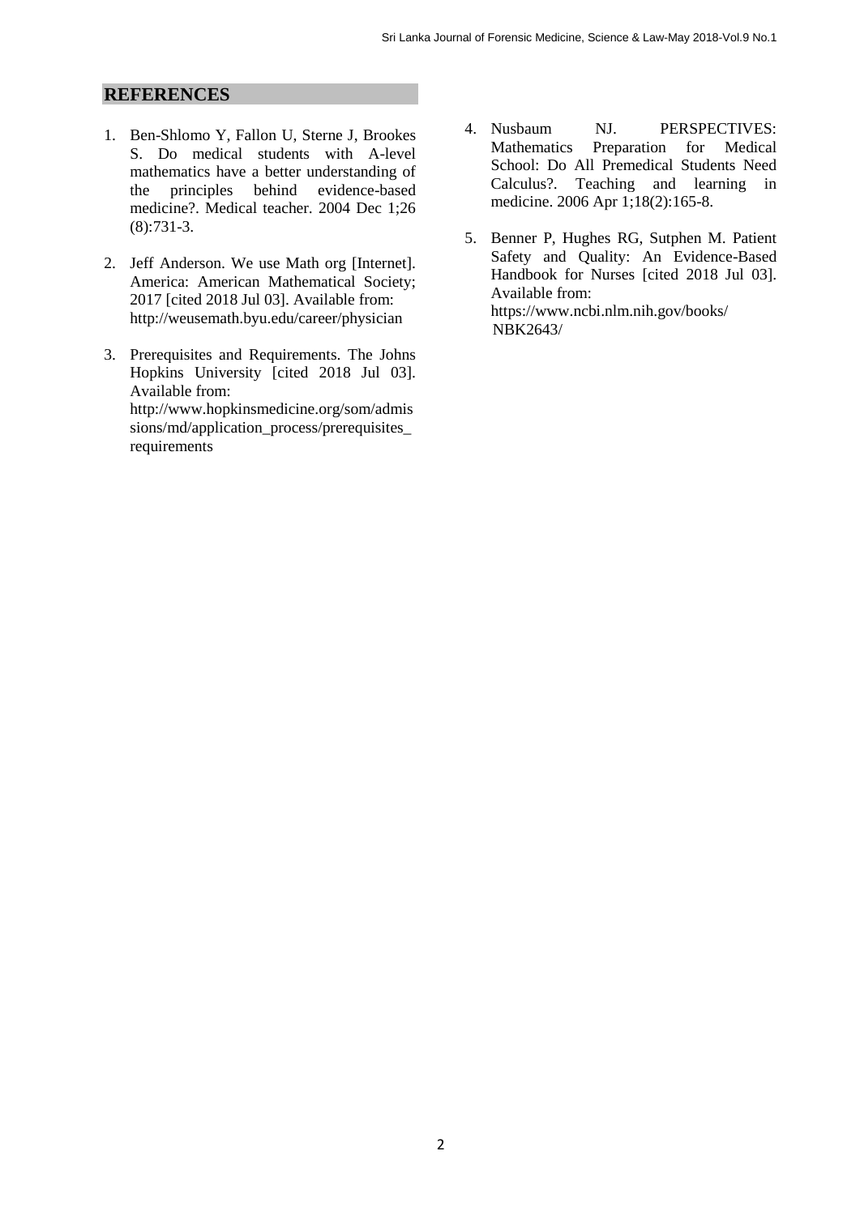## REFERENCES

1. Ben-Shlomo Y, Fallon U, Sterne J, Brookes S. Do medical students with A-level mathematics have a better understanding of the principles behind evidence-based medicine?. Medical teacher. 2004 Dec 1;26 (8):731-3.

2. Jeff Anderson. We use Math org [Internet]. America: American Mathematical Society; 2017 [cited 2018 Jul 03]. Available from: http://weusemath.byu.edu/career/physician

3. Prerequisites and Requirements. The Johns Hopkins University [cited 2018 Jul 03]. Available from: http://www.hopkinsmedicine.org/som/admissions/md/application_process/prerequisites_requirements

4. Nusbaum NJ. PERSPECTIVES: Mathematics Preparation for Medical School: Do All Premedical Students Need Calculus?. Teaching and learning in medicine. 2006 Apr 1;18(2):165-8.

5. Benner P, Hughes RG, Sutphen M. Patient Safety and Quality: An Evidence-Based Handbook for Nurses [cited 2018 Jul 03]. Available from: https://www.ncbi.nlm.nih.gov/books/NBK2643/